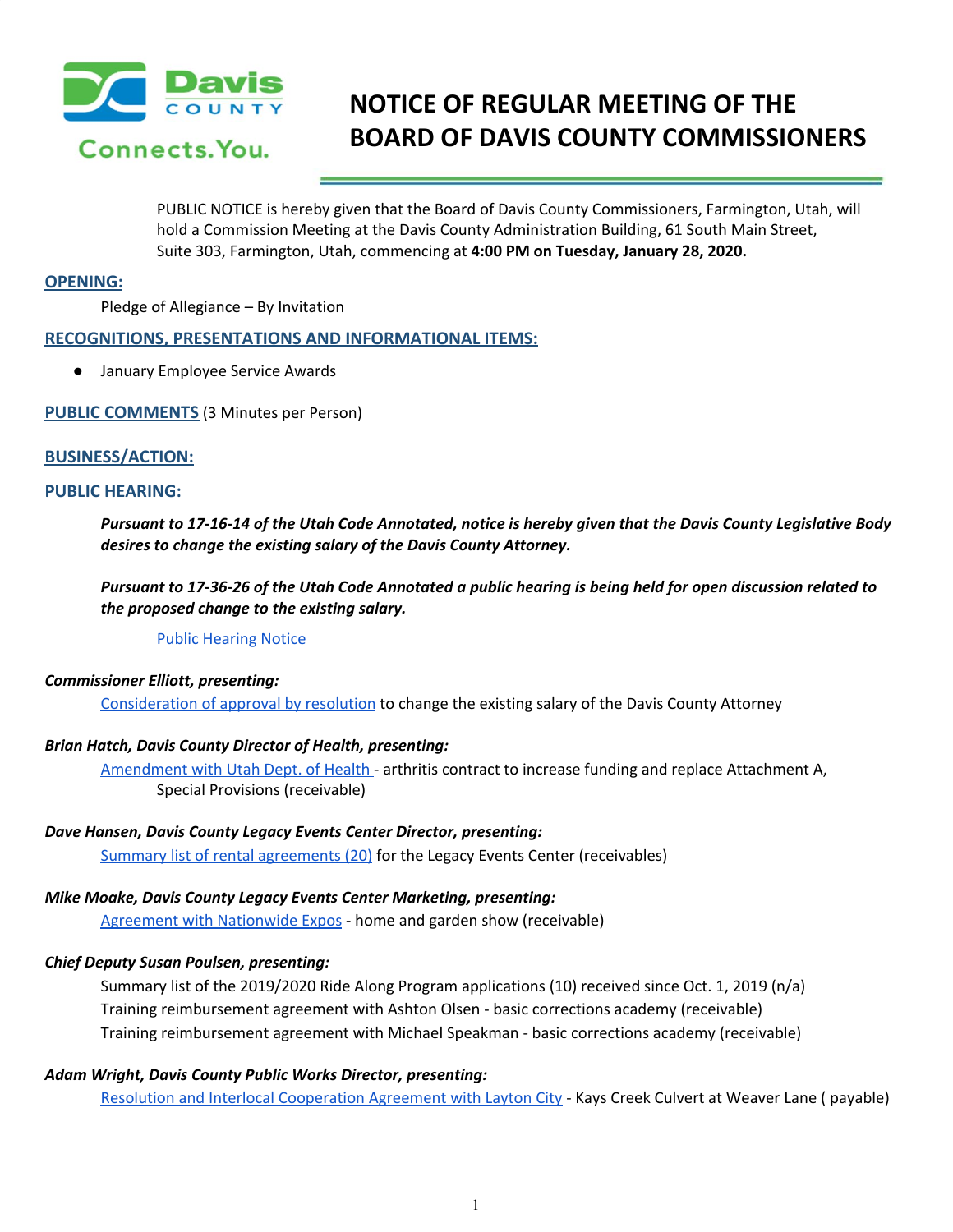# NOTICE OF REGULAR MEETING OF THE BOARD OF DAVIS COUNTY COMMISSIONERS

PUBLIC NOTICE is hereby given that the Board of Davis County Commissioners, Farmington, Utah, will hold a Commission Meeting at the Davis County Administration Building, 61 South Main Street, Suite 303, Farmington, Utah, commencing at **4:00 PM on Tuesday, January 28, 2020.**

## OPENING:

Pledge of Allegiance – By Invitation

## RECOGNITIONS, PRESENTATIONS AND INFORMATIONAL ITEMS:

- January Employee Service Awards

## PUBLIC COMMENTS (3 Minutes per Person)

## BUSINESS/ACTION:

## PUBLIC HEARING:

***Pursuant to 17-16-14 of the Utah Code Annotated, notice is hereby given that the Davis County Legislative Body desires to change the existing salary of the Davis County Attorney.***

***Pursuant to 17-36-26 of the Utah Code Annotated a public hearing is being held for open discussion related to the proposed change to the existing salary.***

Public Hearing Notice

***Commissioner Elliott, presenting:***

Consideration of approval by resolution to change the existing salary of the Davis County Attorney

***Brian Hatch, Davis County Director of Health, presenting:***

Amendment with Utah Dept. of Health - arthritis contract to increase funding and replace Attachment A, Special Provisions (receivable)

***Dave Hansen, Davis County Legacy Events Center Director, presenting:***

Summary list of rental agreements (20) for the Legacy Events Center (receivables)

***Mike Moake, Davis County Legacy Events Center Marketing, presenting:***

Agreement with Nationwide Expos - home and garden show (receivable)

***Chief Deputy Susan Poulsen, presenting:***

Summary list of the 2019/2020 Ride Along Program applications (10) received since Oct. 1, 2019 (n/a)
Training reimbursement agreement with Ashton Olsen - basic corrections academy (receivable)
Training reimbursement agreement with Michael Speakman - basic corrections academy (receivable)

***Adam Wright, Davis County Public Works Director, presenting:***

Resolution and Interlocal Cooperation Agreement with Layton City - Kays Creek Culvert at Weaver Lane ( payable)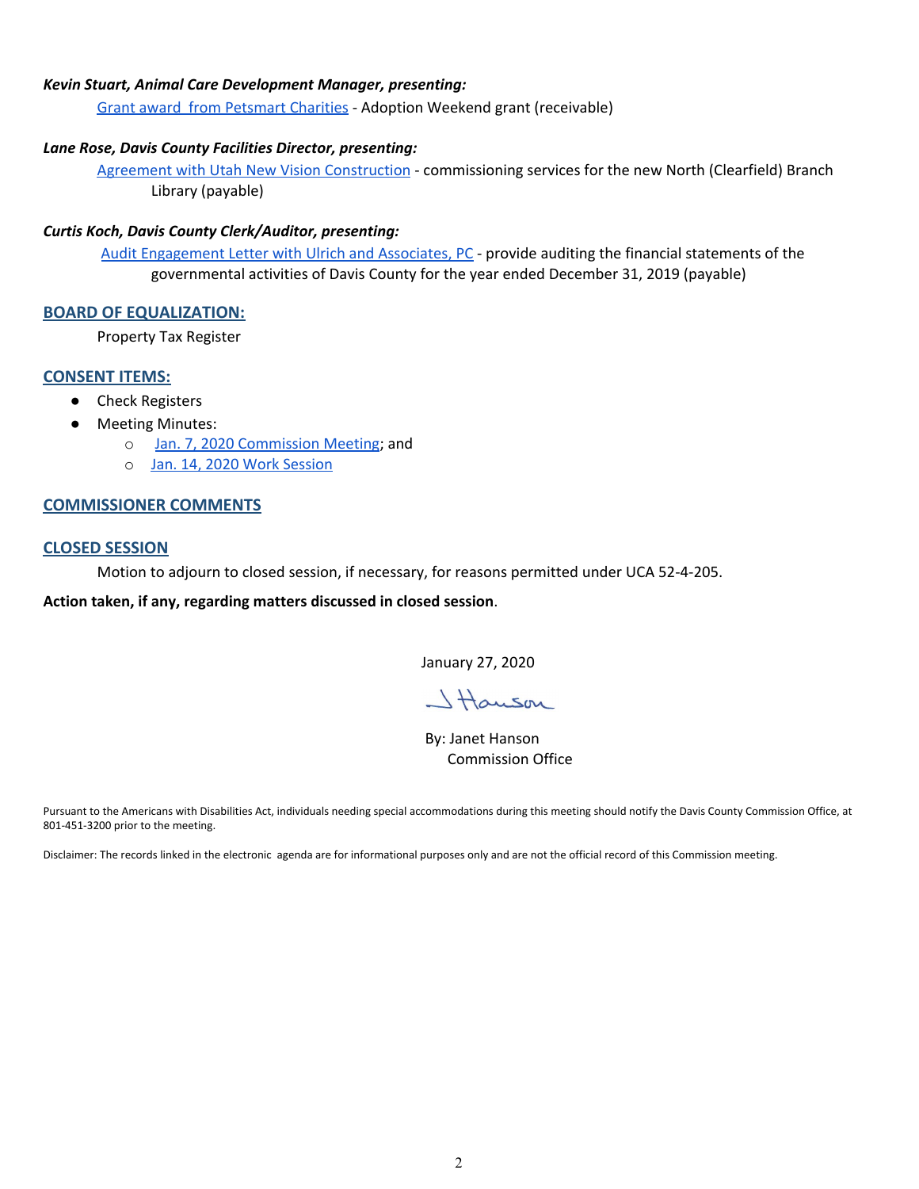***Kevin Stuart, Animal Care Development Manager, presenting:***

Grant award  from Petsmart Charities - Adoption Weekend grant (receivable)

***Lane Rose, Davis County Facilities Director, presenting:***

Agreement with Utah New Vision Construction - commissioning services for the new North (Clearfield) Branch Library (payable)

***Curtis Koch, Davis County Clerk/Auditor, presenting:***

Audit Engagement Letter with Ulrich and Associates, PC - provide auditing the financial statements of the governmental activities of Davis County for the year ended December 31, 2019 (payable)

## BOARD OF EQUALIZATION:

Property Tax Register

## CONSENT ITEMS:

- Check Registers
- Meeting Minutes:
  - Jan. 7, 2020 Commission Meeting; and
  - Jan. 14, 2020 Work Session

## COMMISSIONER COMMENTS

## CLOSED SESSION

Motion to adjourn to closed session, if necessary, for reasons permitted under UCA 52-4-205.

**Action taken, if any, regarding matters discussed in closed session**.

January 27, 2020

J Hanson

By: Janet Hanson
Commission Office

Pursuant to the Americans with Disabilities Act, individuals needing special accommodations during this meeting should notify the Davis County Commission Office, at 801-451-3200 prior to the meeting.

Disclaimer: The records linked in the electronic  agenda are for informational purposes only and are not the official record of this Commission meeting.